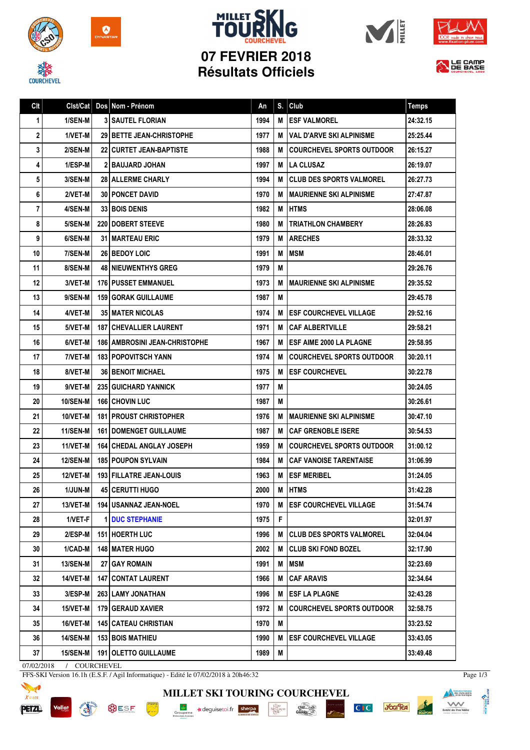# MILLET SKI TOURING COURCHEVEL

## 07 FEVRIER 2018
## Résultats Officiels

| Clt | Clst/Cat | Dos | Nom - Prénom | An | S. | Club | Temps |
|---|---|---|---|---|---|---|---|
| 1 | 1/SEN-M | 3 | SAUTEL FLORIAN | 1994 | M | ESF VALMOREL | 24:32.15 |
| 2 | 1/VET-M | 29 | BETTE JEAN-CHRISTOPHE | 1977 | M | VAL D'ARVE SKI ALPINISME | 25:25.44 |
| 3 | 2/SEN-M | 22 | CURTET JEAN-BAPTISTE | 1988 | M | COURCHEVEL SPORTS OUTDOOR | 26:15.27 |
| 4 | 1/ESP-M | 2 | BAUJARD JOHAN | 1997 | M | LA CLUSAZ | 26:19.07 |
| 5 | 3/SEN-M | 28 | ALLERME CHARLY | 1994 | M | CLUB DES SPORTS VALMOREL | 26:27.73 |
| 6 | 2/VET-M | 30 | PONCET DAVID | 1970 | M | MAURIENNE SKI ALPINISME | 27:47.87 |
| 7 | 4/SEN-M | 33 | BOIS DENIS | 1982 | M | HTMS | 28:06.08 |
| 8 | 5/SEN-M | 220 | DOBERT STEEVE | 1980 | M | TRIATHLON CHAMBERY | 28:26.83 |
| 9 | 6/SEN-M | 31 | MARTEAU ERIC | 1979 | M | ARECHES | 28:33.32 |
| 10 | 7/SEN-M | 26 | BEDOY LOIC | 1991 | M | MSM | 28:46.01 |
| 11 | 8/SEN-M | 48 | NIEUWENTHYS GREG | 1979 | M | | 29:26.76 |
| 12 | 3/VET-M | 176 | PUSSET EMMANUEL | 1973 | M | MAURIENNE SKI ALPINISME | 29:35.52 |
| 13 | 9/SEN-M | 159 | GORAK GUILLAUME | 1987 | M | | 29:45.78 |
| 14 | 4/VET-M | 35 | MATER NICOLAS | 1974 | M | ESF COURCHEVEL VILLAGE | 29:52.16 |
| 15 | 5/VET-M | 187 | CHEVALLIER LAURENT | 1971 | M | CAF ALBERTVILLE | 29:58.21 |
| 16 | 6/VET-M | 186 | AMBROSINI JEAN-CHRISTOPHE | 1967 | M | ESF AIME 2000 LA PLAGNE | 29:58.95 |
| 17 | 7/VET-M | 183 | POPOVITSCH YANN | 1974 | M | COURCHEVEL SPORTS OUTDOOR | 30:20.11 |
| 18 | 8/VET-M | 36 | BENOIT MICHAEL | 1975 | M | ESF COURCHEVEL | 30:22.78 |
| 19 | 9/VET-M | 235 | GUICHARD YANNICK | 1977 | M | | 30:24.05 |
| 20 | 10/SEN-M | 166 | CHOVIN LUC | 1987 | M | | 30:26.61 |
| 21 | 10/VET-M | 181 | PROUST CHRISTOPHER | 1976 | M | MAURIENNE SKI ALPINISME | 30:47.10 |
| 22 | 11/SEN-M | 161 | DOMENGET GUILLAUME | 1987 | M | CAF GRENOBLE ISERE | 30:54.53 |
| 23 | 11/VET-M | 164 | CHEDAL ANGLAY JOSEPH | 1959 | M | COURCHEVEL SPORTS OUTDOOR | 31:00.12 |
| 24 | 12/SEN-M | 185 | POUPON SYLVAIN | 1984 | M | CAF VANOISE TARENTAISE | 31:06.99 |
| 25 | 12/VET-M | 193 | FILLATRE JEAN-LOUIS | 1963 | M | ESF MERIBEL | 31:24.05 |
| 26 | 1/JUN-M | 45 | CERUTTI HUGO | 2000 | M | HTMS | 31:42.28 |
| 27 | 13/VET-M | 194 | USANNAZ JEAN-NOEL | 1970 | M | ESF COURCHEVEL VILLAGE | 31:54.74 |
| 28 | 1/VET-F | 1 | DUC STEPHANIE | 1975 | F | | 32:01.97 |
| 29 | 2/ESP-M | 151 | HOERTH LUC | 1996 | M | CLUB DES SPORTS VALMOREL | 32:04.04 |
| 30 | 1/CAD-M | 148 | MATER HUGO | 2002 | M | CLUB SKI FOND BOZEL | 32:17.90 |
| 31 | 13/SEN-M | 27 | GAY ROMAIN | 1991 | M | MSM | 32:23.69 |
| 32 | 14/VET-M | 147 | CONTAT LAURENT | 1966 | M | CAF ARAVIS | 32:34.64 |
| 33 | 3/ESP-M | 263 | LAMY JONATHAN | 1996 | M | ESF LA PLAGNE | 32:43.28 |
| 34 | 15/VET-M | 179 | GERAUD XAVIER | 1972 | M | COURCHEVEL SPORTS OUTDOOR | 32:58.75 |
| 35 | 16/VET-M | 145 | CATEAU CHRISTIAN | 1970 | M | | 33:23.52 |
| 36 | 14/SEN-M | 153 | BOIS MATHIEU | 1990 | M | ESF COURCHEVEL VILLAGE | 33:43.05 |
| 37 | 15/SEN-M | 191 | OLETTO GUILLAUME | 1989 | M | | 33:49.48 |

07/02/2018 / COURCHEVEL

FFS-SKI Version 16.1h (E.S.F. / Agil Informatique) - Edité le 07/02/2018 à 20h46:32

MILLET SKI TOURING COURCHEVEL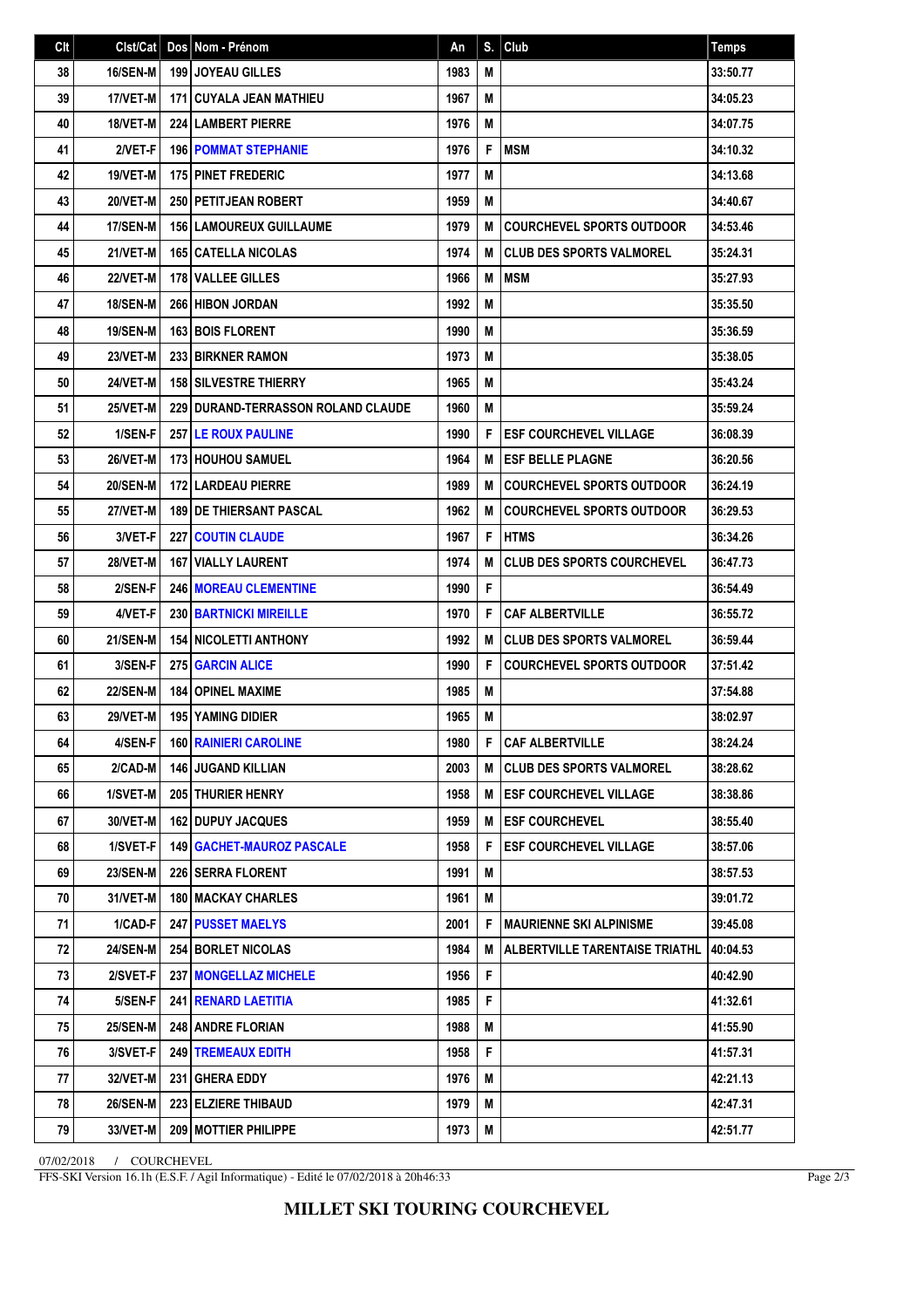| Clt | Clst/Cat | Dos | Nom - Prénom | An | S. | Club | Temps |
|---|---|---|---|---|---|---|---|
| 38 | 16/SEN-M | 199 | JOYEAU GILLES | 1983 | M | | 33:50.77 |
| 39 | 17/VET-M | 171 | CUYALA JEAN MATHIEU | 1967 | M | | 34:05.23 |
| 40 | 18/VET-M | 224 | LAMBERT PIERRE | 1976 | M | | 34:07.75 |
| 41 | 2/VET-F | 196 | POMMAT STEPHANIE | 1976 | F | MSM | 34:10.32 |
| 42 | 19/VET-M | 175 | PINET FREDERIC | 1977 | M | | 34:13.68 |
| 43 | 20/VET-M | 250 | PETITJEAN ROBERT | 1959 | M | | 34:40.67 |
| 44 | 17/SEN-M | 156 | LAMOUREUX GUILLAUME | 1979 | M | COURCHEVEL SPORTS OUTDOOR | 34:53.46 |
| 45 | 21/VET-M | 165 | CATELLA NICOLAS | 1974 | M | CLUB DES SPORTS VALMOREL | 35:24.31 |
| 46 | 22/VET-M | 178 | VALLEE GILLES | 1966 | M | MSM | 35:27.93 |
| 47 | 18/SEN-M | 266 | HIBON JORDAN | 1992 | M | | 35:35.50 |
| 48 | 19/SEN-M | 163 | BOIS FLORENT | 1990 | M | | 35:36.59 |
| 49 | 23/VET-M | 233 | BIRKNER RAMON | 1973 | M | | 35:38.05 |
| 50 | 24/VET-M | 158 | SILVESTRE THIERRY | 1965 | M | | 35:43.24 |
| 51 | 25/VET-M | 229 | DURAND-TERRASSON ROLAND CLAUDE | 1960 | M | | 35:59.24 |
| 52 | 1/SEN-F | 257 | LE ROUX PAULINE | 1990 | F | ESF COURCHEVEL VILLAGE | 36:08.39 |
| 53 | 26/VET-M | 173 | HOUHOU SAMUEL | 1964 | M | ESF BELLE PLAGNE | 36:20.56 |
| 54 | 20/SEN-M | 172 | LARDEAU PIERRE | 1989 | M | COURCHEVEL SPORTS OUTDOOR | 36:24.19 |
| 55 | 27/VET-M | 189 | DE THIERSANT PASCAL | 1962 | M | COURCHEVEL SPORTS OUTDOOR | 36:29.53 |
| 56 | 3/VET-F | 227 | COUTIN CLAUDE | 1967 | F | HTMS | 36:34.26 |
| 57 | 28/VET-M | 167 | VIALLY LAURENT | 1974 | M | CLUB DES SPORTS COURCHEVEL | 36:47.73 |
| 58 | 2/SEN-F | 246 | MOREAU CLEMENTINE | 1990 | F | | 36:54.49 |
| 59 | 4/VET-F | 230 | BARTNICKI MIREILLE | 1970 | F | CAF ALBERTVILLE | 36:55.72 |
| 60 | 21/SEN-M | 154 | NICOLETTI ANTHONY | 1992 | M | CLUB DES SPORTS VALMOREL | 36:59.44 |
| 61 | 3/SEN-F | 275 | GARCIN ALICE | 1990 | F | COURCHEVEL SPORTS OUTDOOR | 37:51.42 |
| 62 | 22/SEN-M | 184 | OPINEL MAXIME | 1985 | M | | 37:54.88 |
| 63 | 29/VET-M | 195 | YAMING DIDIER | 1965 | M | | 38:02.97 |
| 64 | 4/SEN-F | 160 | RAINIERI CAROLINE | 1980 | F | CAF ALBERTVILLE | 38:24.24 |
| 65 | 2/CAD-M | 146 | JUGAND KILLIAN | 2003 | M | CLUB DES SPORTS VALMOREL | 38:28.62 |
| 66 | 1/SVET-M | 205 | THURIER HENRY | 1958 | M | ESF COURCHEVEL VILLAGE | 38:38.86 |
| 67 | 30/VET-M | 162 | DUPUY JACQUES | 1959 | M | ESF COURCHEVEL | 38:55.40 |
| 68 | 1/SVET-F | 149 | GACHET-MAUROZ PASCALE | 1958 | F | ESF COURCHEVEL VILLAGE | 38:57.06 |
| 69 | 23/SEN-M | 226 | SERRA FLORENT | 1991 | M | | 38:57.53 |
| 70 | 31/VET-M | 180 | MACKAY CHARLES | 1961 | M | | 39:01.72 |
| 71 | 1/CAD-F | 247 | PUSSET MAELYS | 2001 | F | MAURIENNE SKI ALPINISME | 39:45.08 |
| 72 | 24/SEN-M | 254 | BORLET NICOLAS | 1984 | M | ALBERTVILLE TARENTAISE TRIATHL | 40:04.53 |
| 73 | 2/SVET-F | 237 | MONGELLAZ MICHELE | 1956 | F | | 40:42.90 |
| 74 | 5/SEN-F | 241 | RENARD LAETITIA | 1985 | F | | 41:32.61 |
| 75 | 25/SEN-M | 248 | ANDRE FLORIAN | 1988 | M | | 41:55.90 |
| 76 | 3/SVET-F | 249 | TREMEAUX EDITH | 1958 | F | | 41:57.31 |
| 77 | 32/VET-M | 231 | GHERA EDDY | 1976 | M | | 42:21.13 |
| 78 | 26/SEN-M | 223 | ELZIERE THIBAUD | 1979 | M | | 42:47.31 |
| 79 | 33/VET-M | 209 | MOTTIER PHILIPPE | 1973 | M | | 42:51.77 |

07/02/2018 / COURCHEVEL

FFS-SKI Version 16.1h (E.S.F. / Agil Informatique) - Edité le 07/02/2018 à 20h46:33

**MILLET SKI TOURING COURCHEVEL**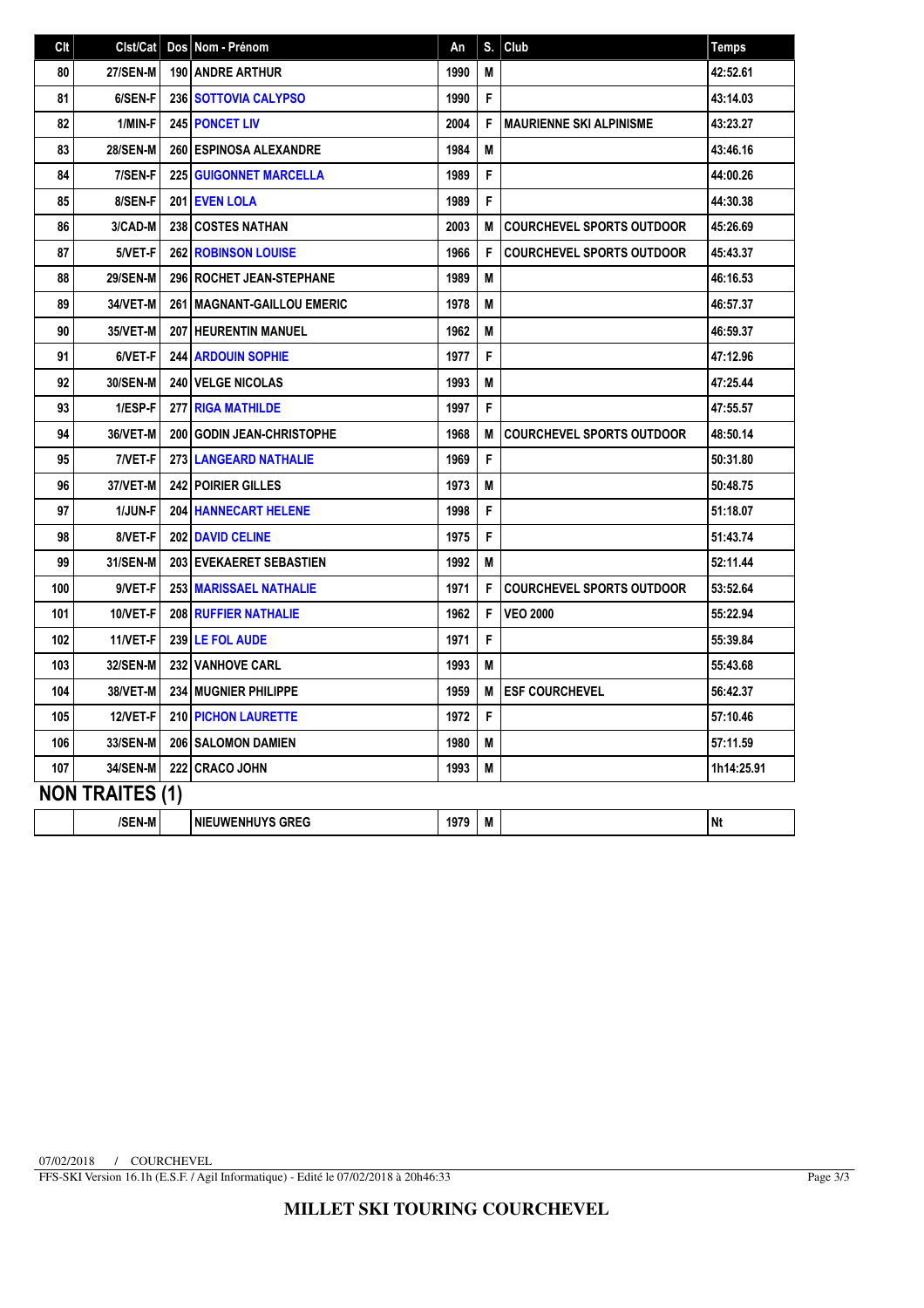| Clt | Clst/Cat | Dos | Nom - Prénom | An | S. | Club | Temps |
|---|---|---|---|---|---|---|---|
| 80 | 27/SEN-M | 190 | ANDRE ARTHUR | 1990 | M | | 42:52.61 |
| 81 | 6/SEN-F | 236 | SOTTOVIA CALYPSO | 1990 | F | | 43:14.03 |
| 82 | 1/MIN-F | 245 | PONCET LIV | 2004 | F | MAURIENNE SKI ALPINISME | 43:23.27 |
| 83 | 28/SEN-M | 260 | ESPINOSA ALEXANDRE | 1984 | M | | 43:46.16 |
| 84 | 7/SEN-F | 225 | GUIGONNET MARCELLA | 1989 | F | | 44:00.26 |
| 85 | 8/SEN-F | 201 | EVEN LOLA | 1989 | F | | 44:30.38 |
| 86 | 3/CAD-M | 238 | COSTES NATHAN | 2003 | M | COURCHEVEL SPORTS OUTDOOR | 45:26.69 |
| 87 | 5/VET-F | 262 | ROBINSON LOUISE | 1966 | F | COURCHEVEL SPORTS OUTDOOR | 45:43.37 |
| 88 | 29/SEN-M | 296 | ROCHET JEAN-STEPHANE | 1989 | M | | 46:16.53 |
| 89 | 34/VET-M | 261 | MAGNANT-GAILLOU EMERIC | 1978 | M | | 46:57.37 |
| 90 | 35/VET-M | 207 | HEURENTIN MANUEL | 1962 | M | | 46:59.37 |
| 91 | 6/VET-F | 244 | ARDOUIN SOPHIE | 1977 | F | | 47:12.96 |
| 92 | 30/SEN-M | 240 | VELGE NICOLAS | 1993 | M | | 47:25.44 |
| 93 | 1/ESP-F | 277 | RIGA MATHILDE | 1997 | F | | 47:55.57 |
| 94 | 36/VET-M | 200 | GODIN JEAN-CHRISTOPHE | 1968 | M | COURCHEVEL SPORTS OUTDOOR | 48:50.14 |
| 95 | 7/VET-F | 273 | LANGEARD NATHALIE | 1969 | F | | 50:31.80 |
| 96 | 37/VET-M | 242 | POIRIER GILLES | 1973 | M | | 50:48.75 |
| 97 | 1/JUN-F | 204 | HANNECART HELENE | 1998 | F | | 51:18.07 |
| 98 | 8/VET-F | 202 | DAVID CELINE | 1975 | F | | 51:43.74 |
| 99 | 31/SEN-M | 203 | EVEKAERET SEBASTIEN | 1992 | M | | 52:11.44 |
| 100 | 9/VET-F | 253 | MARISSAEL NATHALIE | 1971 | F | COURCHEVEL SPORTS OUTDOOR | 53:52.64 |
| 101 | 10/VET-F | 208 | RUFFIER NATHALIE | 1962 | F | VEO 2000 | 55:22.94 |
| 102 | 11/VET-F | 239 | LE FOL AUDE | 1971 | F | | 55:39.84 |
| 103 | 32/SEN-M | 232 | VANHOVE CARL | 1993 | M | | 55:43.68 |
| 104 | 38/VET-M | 234 | MUGNIER PHILIPPE | 1959 | M | ESF COURCHEVEL | 56:42.37 |
| 105 | 12/VET-F | 210 | PICHON LAURETTE | 1972 | F | | 57:10.46 |
| 106 | 33/SEN-M | 206 | SALOMON DAMIEN | 1980 | M | | 57:11.59 |
| 107 | 34/SEN-M | 222 | CRACO JOHN | 1993 | M | | 1h14:25.91 |

## NON TRAITES (1)

| | | | | | | | |
|---|---|---|---|---|---|---|---|
| | /SEN-M | | NIEUWENHUYS GREG | 1979 | M | | Nt |

07/02/2018 / COURCHEVEL

FFS-SKI Version 16.1h (E.S.F. / Agil Informatique) - Edité le 07/02/2018 à 20h46:33

**MILLET SKI TOURING COURCHEVEL**